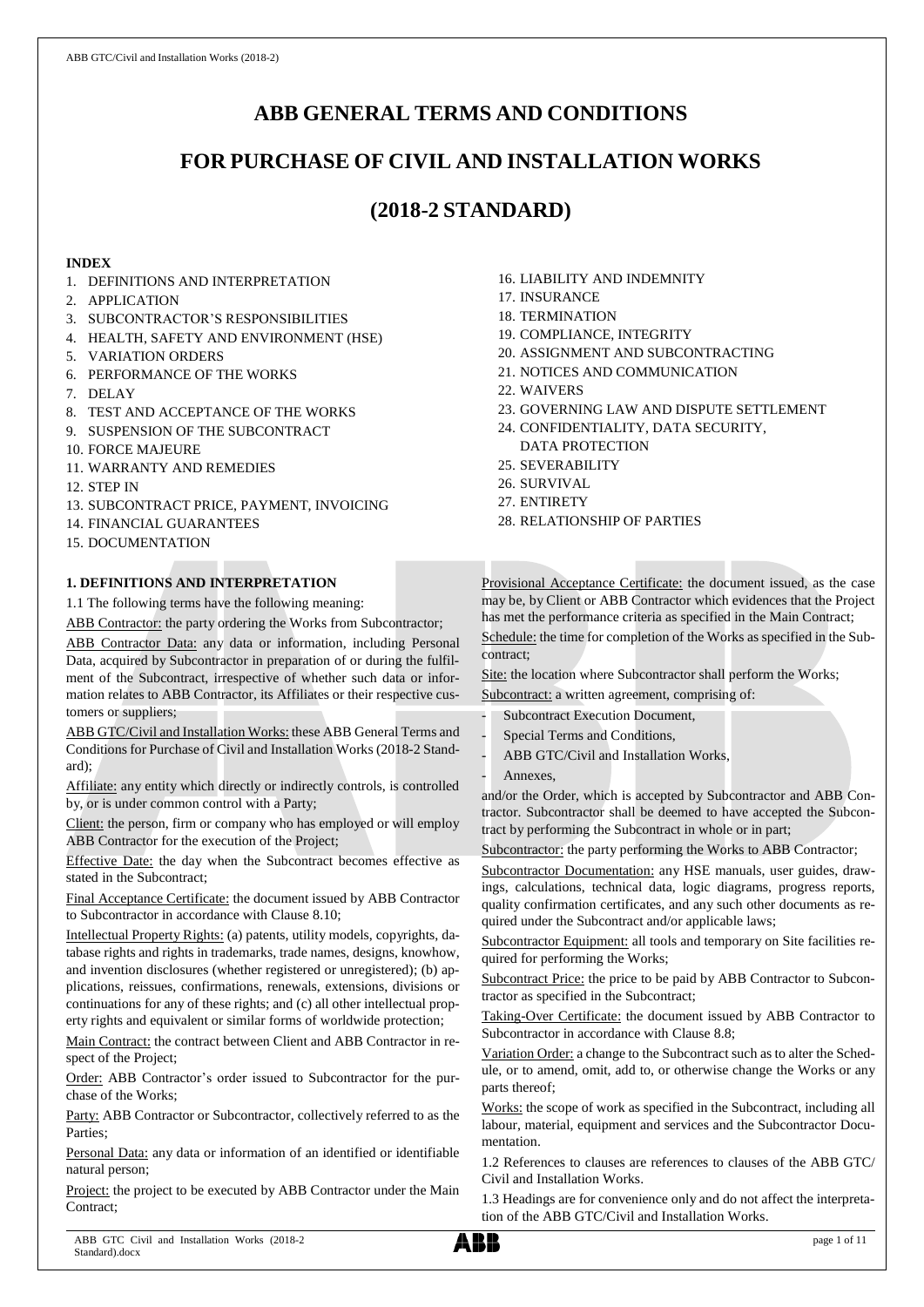# ABB GENERAL TERMS AND CONDITIONS

# FOR PURCHASE OF CIVIL AND INSTALLATION WORKS

# (2018-2 STANDARD)

**INDEX**

1. DEFINITIONS AND INTERPRETATION
2. APPLICATION
3. SUBCONTRACTOR'S RESPONSIBILITIES
4. HEALTH, SAFETY AND ENVIRONMENT (HSE)
5. VARIATION ORDERS
6. PERFORMANCE OF THE WORKS
7. DELAY
8. TEST AND ACCEPTANCE OF THE WORKS
9. SUSPENSION OF THE SUBCONTRACT
10. FORCE MAJEURE
11. WARRANTY AND REMEDIES
12. STEP IN
13. SUBCONTRACT PRICE, PAYMENT, INVOICING
14. FINANCIAL GUARANTEES
15. DOCUMENTATION
16. LIABILITY AND INDEMNITY
17. INSURANCE
18. TERMINATION
19. COMPLIANCE, INTEGRITY
20. ASSIGNMENT AND SUBCONTRACTING
21. NOTICES AND COMMUNICATION
22. WAIVERS
23. GOVERNING LAW AND DISPUTE SETTLEMENT
24. CONFIDENTIALITY, DATA SECURITY, DATA PROTECTION
25. SEVERABILITY
26. SURVIVAL
27. ENTIRETY
28. RELATIONSHIP OF PARTIES

## 1. DEFINITIONS AND INTERPRETATION

1.1 The following terms have the following meaning:

ABB Contractor: the party ordering the Works from Subcontractor;

ABB Contractor Data: any data or information, including Personal Data, acquired by Subcontractor in preparation of or during the fulfilment of the Subcontract, irrespective of whether such data or information relates to ABB Contractor, its Affiliates or their respective customers or suppliers;

ABB GTC/Civil and Installation Works: these ABB General Terms and Conditions for Purchase of Civil and Installation Works (2018-2 Standard);

Affiliate: any entity which directly or indirectly controls, is controlled by, or is under common control with a Party;

Client: the person, firm or company who has employed or will employ ABB Contractor for the execution of the Project;

Effective Date: the day when the Subcontract becomes effective as stated in the Subcontract;

Final Acceptance Certificate: the document issued by ABB Contractor to Subcontractor in accordance with Clause 8.10;

Intellectual Property Rights: (a) patents, utility models, copyrights, database rights and rights in trademarks, trade names, designs, knowhow, and invention disclosures (whether registered or unregistered); (b) applications, reissues, confirmations, renewals, extensions, divisions or continuations for any of these rights; and (c) all other intellectual property rights and equivalent or similar forms of worldwide protection;

Main Contract: the contract between Client and ABB Contractor in respect of the Project;

Order: ABB Contractor's order issued to Subcontractor for the purchase of the Works;

Party: ABB Contractor or Subcontractor, collectively referred to as the Parties;

Personal Data: any data or information of an identified or identifiable natural person;

Project: the project to be executed by ABB Contractor under the Main Contract;

Provisional Acceptance Certificate: the document issued, as the case may be, by Client or ABB Contractor which evidences that the Project has met the performance criteria as specified in the Main Contract;

Schedule: the time for completion of the Works as specified in the Subcontract;

Site: the location where Subcontractor shall perform the Works;

Subcontract: a written agreement, comprising of:

- Subcontract Execution Document,
- Special Terms and Conditions,
- ABB GTC/Civil and Installation Works,
- Annexes,

and/or the Order, which is accepted by Subcontractor and ABB Contractor. Subcontractor shall be deemed to have accepted the Subcontract by performing the Subcontract in whole or in part;

Subcontractor: the party performing the Works to ABB Contractor;

Subcontractor Documentation: any HSE manuals, user guides, drawings, calculations, technical data, logic diagrams, progress reports, quality confirmation certificates, and any such other documents as required under the Subcontract and/or applicable laws;

Subcontractor Equipment: all tools and temporary on Site facilities required for performing the Works;

Subcontract Price: the price to be paid by ABB Contractor to Subcontractor as specified in the Subcontract;

Taking-Over Certificate: the document issued by ABB Contractor to Subcontractor in accordance with Clause 8.8;

Variation Order: a change to the Subcontract such as to alter the Schedule, or to amend, omit, add to, or otherwise change the Works or any parts thereof;

Works: the scope of work as specified in the Subcontract, including all labour, material, equipment and services and the Subcontractor Documentation.

1.2 References to clauses are references to clauses of the ABB GTC/ Civil and Installation Works.

1.3 Headings are for convenience only and do not affect the interpretation of the ABB GTC/Civil and Installation Works.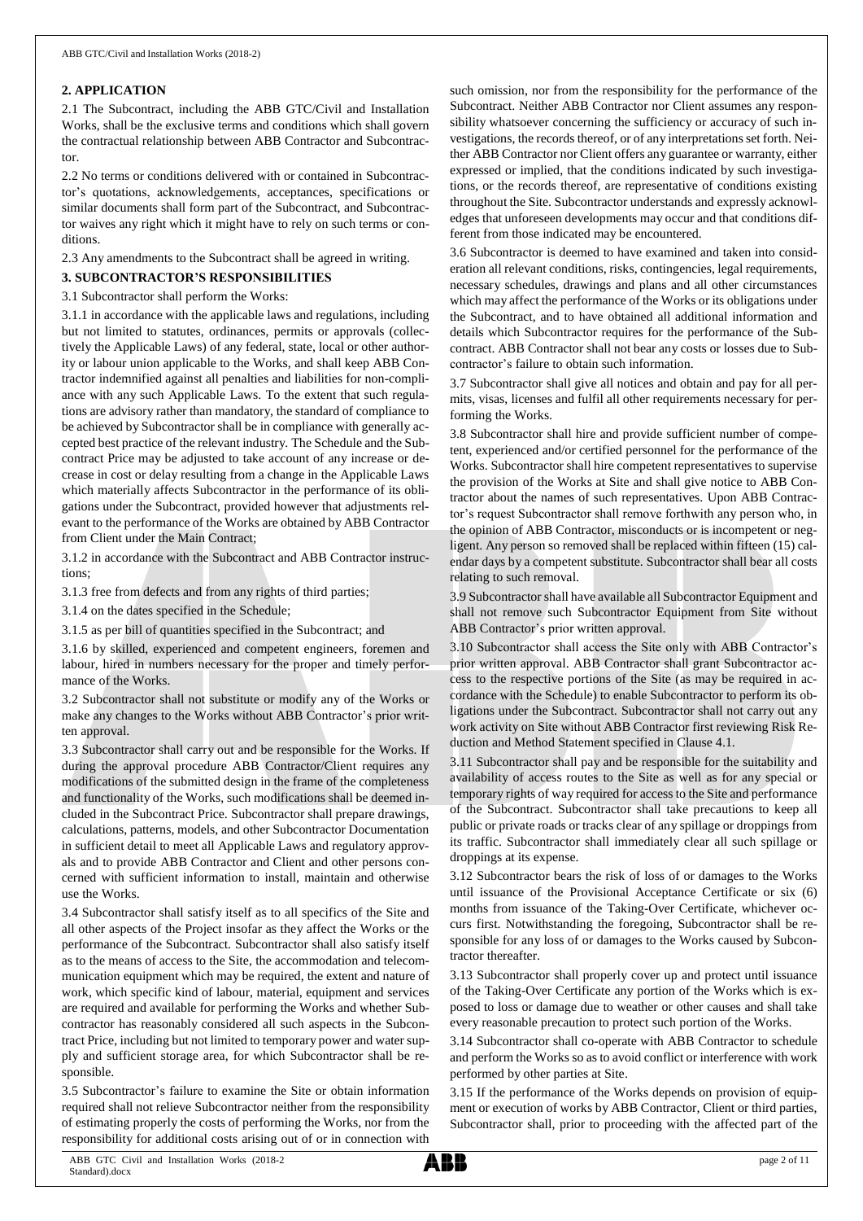## 2. APPLICATION

2.1 The Subcontract, including the ABB GTC/Civil and Installation Works, shall be the exclusive terms and conditions which shall govern the contractual relationship between ABB Contractor and Subcontractor.

2.2 No terms or conditions delivered with or contained in Subcontractor's quotations, acknowledgements, acceptances, specifications or similar documents shall form part of the Subcontract, and Subcontractor waives any right which it might have to rely on such terms or conditions.

2.3 Any amendments to the Subcontract shall be agreed in writing.

## 3. SUBCONTRACTOR'S RESPONSIBILITIES

3.1 Subcontractor shall perform the Works:

3.1.1 in accordance with the applicable laws and regulations, including but not limited to statutes, ordinances, permits or approvals (collectively the Applicable Laws) of any federal, state, local or other authority or labour union applicable to the Works, and shall keep ABB Contractor indemnified against all penalties and liabilities for non-compliance with any such Applicable Laws. To the extent that such regulations are advisory rather than mandatory, the standard of compliance to be achieved by Subcontractor shall be in compliance with generally accepted best practice of the relevant industry. The Schedule and the Subcontract Price may be adjusted to take account of any increase or decrease in cost or delay resulting from a change in the Applicable Laws which materially affects Subcontractor in the performance of its obligations under the Subcontract, provided however that adjustments relevant to the performance of the Works are obtained by ABB Contractor from Client under the Main Contract;

3.1.2 in accordance with the Subcontract and ABB Contractor instructions;

3.1.3 free from defects and from any rights of third parties;

3.1.4 on the dates specified in the Schedule;

3.1.5 as per bill of quantities specified in the Subcontract; and

3.1.6 by skilled, experienced and competent engineers, foremen and labour, hired in numbers necessary for the proper and timely performance of the Works.

3.2 Subcontractor shall not substitute or modify any of the Works or make any changes to the Works without ABB Contractor's prior written approval.

3.3 Subcontractor shall carry out and be responsible for the Works. If during the approval procedure ABB Contractor/Client requires any modifications of the submitted design in the frame of the completeness and functionality of the Works, such modifications shall be deemed included in the Subcontract Price. Subcontractor shall prepare drawings, calculations, patterns, models, and other Subcontractor Documentation in sufficient detail to meet all Applicable Laws and regulatory approvals and to provide ABB Contractor and Client and other persons concerned with sufficient information to install, maintain and otherwise use the Works.

3.4 Subcontractor shall satisfy itself as to all specifics of the Site and all other aspects of the Project insofar as they affect the Works or the performance of the Subcontract. Subcontractor shall also satisfy itself as to the means of access to the Site, the accommodation and telecommunication equipment which may be required, the extent and nature of work, which specific kind of labour, material, equipment and services are required and available for performing the Works and whether Subcontractor has reasonably considered all such aspects in the Subcontract Price, including but not limited to temporary power and water supply and sufficient storage area, for which Subcontractor shall be responsible.

3.5 Subcontractor's failure to examine the Site or obtain information required shall not relieve Subcontractor neither from the responsibility of estimating properly the costs of performing the Works, nor from the responsibility for additional costs arising out of or in connection with such omission, nor from the responsibility for the performance of the Subcontract. Neither ABB Contractor nor Client assumes any responsibility whatsoever concerning the sufficiency or accuracy of such investigations, the records thereof, or of any interpretations set forth. Neither ABB Contractor nor Client offers any guarantee or warranty, either expressed or implied, that the conditions indicated by such investigations, or the records thereof, are representative of conditions existing throughout the Site. Subcontractor understands and expressly acknowledges that unforeseen developments may occur and that conditions different from those indicated may be encountered.

3.6 Subcontractor is deemed to have examined and taken into consideration all relevant conditions, risks, contingencies, legal requirements, necessary schedules, drawings and plans and all other circumstances which may affect the performance of the Works or its obligations under the Subcontract, and to have obtained all additional information and details which Subcontractor requires for the performance of the Subcontract. ABB Contractor shall not bear any costs or losses due to Subcontractor's failure to obtain such information.

3.7 Subcontractor shall give all notices and obtain and pay for all permits, visas, licenses and fulfil all other requirements necessary for performing the Works.

3.8 Subcontractor shall hire and provide sufficient number of competent, experienced and/or certified personnel for the performance of the Works. Subcontractor shall hire competent representatives to supervise the provision of the Works at Site and shall give notice to ABB Contractor about the names of such representatives. Upon ABB Contractor's request Subcontractor shall remove forthwith any person who, in the opinion of ABB Contractor, misconducts or is incompetent or negligent. Any person so removed shall be replaced within fifteen (15) calendar days by a competent substitute. Subcontractor shall bear all costs relating to such removal.

3.9 Subcontractor shall have available all Subcontractor Equipment and shall not remove such Subcontractor Equipment from Site without ABB Contractor's prior written approval.

3.10 Subcontractor shall access the Site only with ABB Contractor's prior written approval. ABB Contractor shall grant Subcontractor access to the respective portions of the Site (as may be required in accordance with the Schedule) to enable Subcontractor to perform its obligations under the Subcontract. Subcontractor shall not carry out any work activity on Site without ABB Contractor first reviewing Risk Reduction and Method Statement specified in Clause 4.1.

3.11 Subcontractor shall pay and be responsible for the suitability and availability of access routes to the Site as well as for any special or temporary rights of way required for access to the Site and performance of the Subcontract. Subcontractor shall take precautions to keep all public or private roads or tracks clear of any spillage or droppings from its traffic. Subcontractor shall immediately clear all such spillage or droppings at its expense.

3.12 Subcontractor bears the risk of loss of or damages to the Works until issuance of the Provisional Acceptance Certificate or six (6) months from issuance of the Taking-Over Certificate, whichever occurs first. Notwithstanding the foregoing, Subcontractor shall be responsible for any loss of or damages to the Works caused by Subcontractor thereafter.

3.13 Subcontractor shall properly cover up and protect until issuance of the Taking-Over Certificate any portion of the Works which is exposed to loss or damage due to weather or other causes and shall take every reasonable precaution to protect such portion of the Works.

3.14 Subcontractor shall co-operate with ABB Contractor to schedule and perform the Works so as to avoid conflict or interference with work performed by other parties at Site.

3.15 If the performance of the Works depends on provision of equipment or execution of works by ABB Contractor, Client or third parties, Subcontractor shall, prior to proceeding with the affected part of the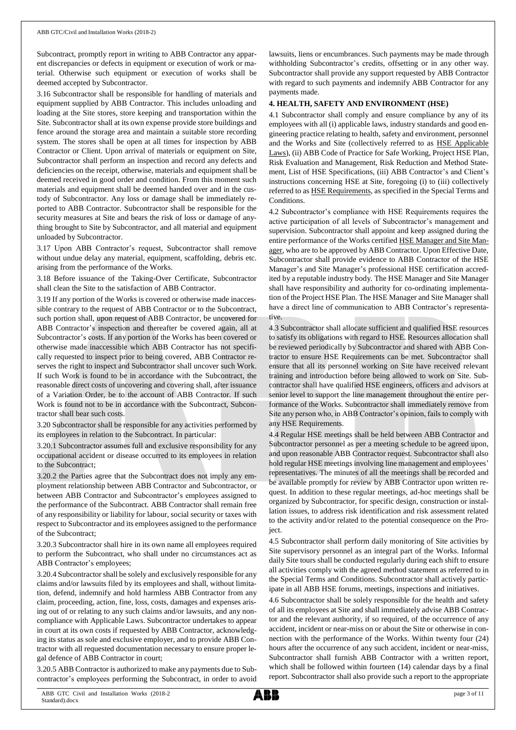Subcontract, promptly report in writing to ABB Contractor any apparent discrepancies or defects in equipment or execution of work or material. Otherwise such equipment or execution of works shall be deemed accepted by Subcontractor.

3.16 Subcontractor shall be responsible for handling of materials and equipment supplied by ABB Contractor. This includes unloading and loading at the Site stores, store keeping and transportation within the Site. Subcontractor shall at its own expense provide store buildings and fence around the storage area and maintain a suitable store recording system. The stores shall be open at all times for inspection by ABB Contractor or Client. Upon arrival of materials or equipment on Site, Subcontractor shall perform an inspection and record any defects and deficiencies on the receipt, otherwise, materials and equipment shall be deemed received in good order and condition. From this moment such materials and equipment shall be deemed handed over and in the custody of Subcontractor. Any loss or damage shall be immediately reported to ABB Contractor. Subcontractor shall be responsible for the security measures at Site and bears the risk of loss or damage of anything brought to Site by Subcontractor, and all material and equipment unloaded by Subcontractor.

3.17 Upon ABB Contractor's request, Subcontractor shall remove without undue delay any material, equipment, scaffolding, debris etc. arising from the performance of the Works.

3.18 Before issuance of the Taking-Over Certificate, Subcontractor shall clean the Site to the satisfaction of ABB Contractor.

3.19 If any portion of the Works is covered or otherwise made inaccessible contrary to the request of ABB Contractor or to the Subcontract, such portion shall, upon request of ABB Contractor, be uncovered for ABB Contractor's inspection and thereafter be covered again, all at Subcontractor's costs. If any portion of the Works has been covered or otherwise made inaccessible which ABB Contractor has not specifically requested to inspect prior to being covered, ABB Contractor reserves the right to inspect and Subcontractor shall uncover such Work. If such Work is found to be in accordance with the Subcontract, the reasonable direct costs of uncovering and covering shall, after issuance of a Variation Order, be to the account of ABB Contractor. If such Work is found not to be in accordance with the Subcontract, Subcontractor shall bear such costs.

3.20 Subcontractor shall be responsible for any activities performed by its employees in relation to the Subcontract. In particular:

3.20.1 Subcontractor assumes full and exclusive responsibility for any occupational accident or disease occurred to its employees in relation to the Subcontract;

3.20.2 the Parties agree that the Subcontract does not imply any employment relationship between ABB Contractor and Subcontractor, or between ABB Contractor and Subcontractor's employees assigned to the performance of the Subcontract. ABB Contractor shall remain free of any responsibility or liability for labour, social security or taxes with respect to Subcontractor and its employees assigned to the performance of the Subcontract;

3.20.3 Subcontractor shall hire in its own name all employees required to perform the Subcontract, who shall under no circumstances act as ABB Contractor's employees;

3.20.4 Subcontractor shall be solely and exclusively responsible for any claims and/or lawsuits filed by its employees and shall, without limitation, defend, indemnify and hold harmless ABB Contractor from any claim, proceeding, action, fine, loss, costs, damages and expenses arising out of or relating to any such claims and/or lawsuits, and any noncompliance with Applicable Laws. Subcontractor undertakes to appear in court at its own costs if requested by ABB Contractor, acknowledging its status as sole and exclusive employer, and to provide ABB Contractor with all requested documentation necessary to ensure proper legal defence of ABB Contractor in court;

3.20.5 ABB Contractor is authorized to make any payments due to Subcontractor's employees performing the Subcontract, in order to avoid lawsuits, liens or encumbrances. Such payments may be made through withholding Subcontractor's credits, offsetting or in any other way. Subcontractor shall provide any support requested by ABB Contractor with regard to such payments and indemnify ABB Contractor for any payments made.

## 4. HEALTH, SAFETY AND ENVIRONMENT (HSE)

4.1 Subcontractor shall comply and ensure compliance by any of its employees with all (i) applicable laws, industry standards and good engineering practice relating to health, safety and environment, personnel and the Works and Site (collectively referred to as HSE Applicable Laws), (ii) ABB Code of Practice for Safe Working, Project HSE Plan, Risk Evaluation and Management, Risk Reduction and Method Statement, List of HSE Specifications, (iii) ABB Contractor's and Client's instructions concerning HSE at Site, foregoing (i) to (iii) collectively referred to as HSE Requirements, as specified in the Special Terms and Conditions.

4.2 Subcontractor's compliance with HSE Requirements requires the active participation of all levels of Subcontractor's management and supervision. Subcontractor shall appoint and keep assigned during the entire performance of the Works certified HSE Manager and Site Manager, who are to be approved by ABB Contractor. Upon Effective Date, Subcontractor shall provide evidence to ABB Contractor of the HSE Manager's and Site Manager's professional HSE certification accredited by a reputable industry body. The HSE Manager and Site Manager shall have responsibility and authority for co-ordinating implementation of the Project HSE Plan. The HSE Manager and Site Manager shall have a direct line of communication to ABB Contractor's representative.

4.3 Subcontractor shall allocate sufficient and qualified HSE resources to satisfy its obligations with regard to HSE. Resources allocation shall be reviewed periodically by Subcontractor and shared with ABB Contractor to ensure HSE Requirements can be met. Subcontractor shall ensure that all its personnel working on Site have received relevant training and introduction before being allowed to work on Site. Subcontractor shall have qualified HSE engineers, officers and advisors at senior level to support the line management throughout the entire performance of the Works. Subcontractor shall immediately remove from Site any person who, in ABB Contractor's opinion, fails to comply with any HSE Requirements.

4.4 Regular HSE meetings shall be held between ABB Contractor and Subcontractor personnel as per a meeting schedule to be agreed upon, and upon reasonable ABB Contractor request. Subcontractor shall also hold regular HSE meetings involving line management and employees' representatives. The minutes of all the meetings shall be recorded and be available promptly for review by ABB Contractor upon written request. In addition to these regular meetings, ad-hoc meetings shall be organized by Subcontractor, for specific design, construction or installation issues, to address risk identification and risk assessment related to the activity and/or related to the potential consequence on the Project.

4.5 Subcontractor shall perform daily monitoring of Site activities by Site supervisory personnel as an integral part of the Works. Informal daily Site tours shall be conducted regularly during each shift to ensure all activities comply with the agreed method statement as referred to in the Special Terms and Conditions. Subcontractor shall actively participate in all ABB HSE forums, meetings, inspections and initiatives.

4.6 Subcontractor shall be solely responsible for the health and safety of all its employees at Site and shall immediately advise ABB Contractor and the relevant authority, if so required, of the occurrence of any accident, incident or near-miss on or about the Site or otherwise in connection with the performance of the Works. Within twenty four (24) hours after the occurrence of any such accident, incident or near-miss, Subcontractor shall furnish ABB Contractor with a written report, which shall be followed within fourteen (14) calendar days by a final report. Subcontractor shall also provide such a report to the appropriate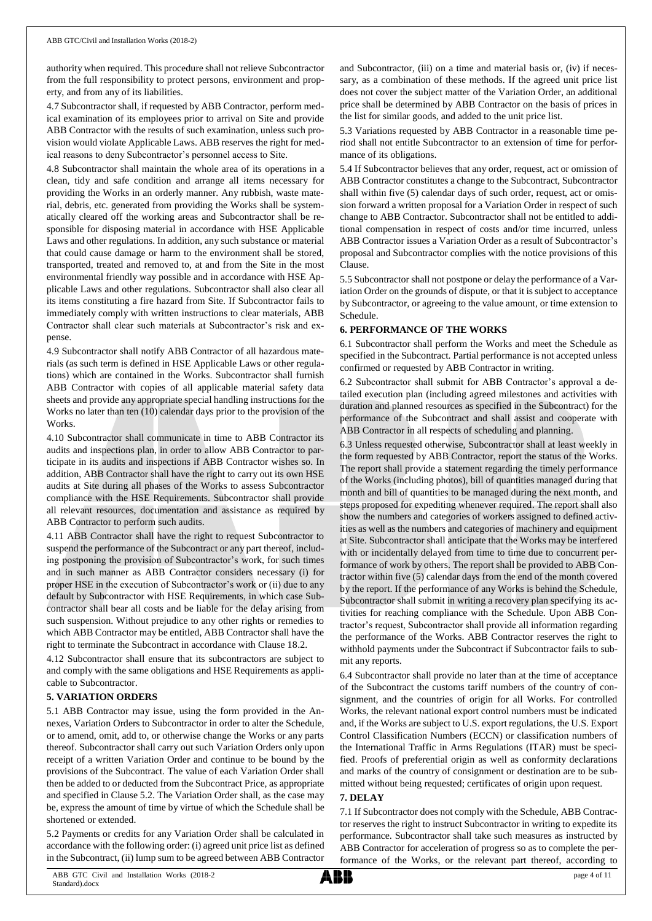authority when required. This procedure shall not relieve Subcontractor from the full responsibility to protect persons, environment and property, and from any of its liabilities.

4.7 Subcontractor shall, if requested by ABB Contractor, perform medical examination of its employees prior to arrival on Site and provide ABB Contractor with the results of such examination, unless such provision would violate Applicable Laws. ABB reserves the right for medical reasons to deny Subcontractor's personnel access to Site.

4.8 Subcontractor shall maintain the whole area of its operations in a clean, tidy and safe condition and arrange all items necessary for providing the Works in an orderly manner. Any rubbish, waste material, debris, etc. generated from providing the Works shall be systematically cleared off the working areas and Subcontractor shall be responsible for disposing material in accordance with HSE Applicable Laws and other regulations. In addition, any such substance or material that could cause damage or harm to the environment shall be stored, transported, treated and removed to, at and from the Site in the most environmental friendly way possible and in accordance with HSE Applicable Laws and other regulations. Subcontractor shall also clear all its items constituting a fire hazard from Site. If Subcontractor fails to immediately comply with written instructions to clear materials, ABB Contractor shall clear such materials at Subcontractor's risk and expense.

4.9 Subcontractor shall notify ABB Contractor of all hazardous materials (as such term is defined in HSE Applicable Laws or other regulations) which are contained in the Works. Subcontractor shall furnish ABB Contractor with copies of all applicable material safety data sheets and provide any appropriate special handling instructions for the Works no later than ten (10) calendar days prior to the provision of the Works.

4.10 Subcontractor shall communicate in time to ABB Contractor its audits and inspections plan, in order to allow ABB Contractor to participate in its audits and inspections if ABB Contractor wishes so. In addition, ABB Contractor shall have the right to carry out its own HSE audits at Site during all phases of the Works to assess Subcontractor compliance with the HSE Requirements. Subcontractor shall provide all relevant resources, documentation and assistance as required by ABB Contractor to perform such audits.

4.11 ABB Contractor shall have the right to request Subcontractor to suspend the performance of the Subcontract or any part thereof, including postponing the provision of Subcontractor's work, for such times and in such manner as ABB Contractor considers necessary (i) for proper HSE in the execution of Subcontractor's work or (ii) due to any default by Subcontractor with HSE Requirements, in which case Subcontractor shall bear all costs and be liable for the delay arising from such suspension. Without prejudice to any other rights or remedies to which ABB Contractor may be entitled, ABB Contractor shall have the right to terminate the Subcontract in accordance with Clause 18.2.

4.12 Subcontractor shall ensure that its subcontractors are subject to and comply with the same obligations and HSE Requirements as applicable to Subcontractor.

**5. VARIATION ORDERS**

5.1 ABB Contractor may issue, using the form provided in the Annexes, Variation Orders to Subcontractor in order to alter the Schedule, or to amend, omit, add to, or otherwise change the Works or any parts thereof. Subcontractor shall carry out such Variation Orders only upon receipt of a written Variation Order and continue to be bound by the provisions of the Subcontract. The value of each Variation Order shall then be added to or deducted from the Subcontract Price, as appropriate and specified in Clause 5.2. The Variation Order shall, as the case may be, express the amount of time by virtue of which the Schedule shall be shortened or extended.

5.2 Payments or credits for any Variation Order shall be calculated in accordance with the following order: (i) agreed unit price list as defined in the Subcontract, (ii) lump sum to be agreed between ABB Contractor and Subcontractor, (iii) on a time and material basis or, (iv) if necessary, as a combination of these methods. If the agreed unit price list does not cover the subject matter of the Variation Order, an additional price shall be determined by ABB Contractor on the basis of prices in the list for similar goods, and added to the unit price list.

5.3 Variations requested by ABB Contractor in a reasonable time period shall not entitle Subcontractor to an extension of time for performance of its obligations.

5.4 If Subcontractor believes that any order, request, act or omission of ABB Contractor constitutes a change to the Subcontract, Subcontractor shall within five (5) calendar days of such order, request, act or omission forward a written proposal for a Variation Order in respect of such change to ABB Contractor. Subcontractor shall not be entitled to additional compensation in respect of costs and/or time incurred, unless ABB Contractor issues a Variation Order as a result of Subcontractor's proposal and Subcontractor complies with the notice provisions of this Clause.

5.5 Subcontractor shall not postpone or delay the performance of a Variation Order on the grounds of dispute, or that it is subject to acceptance by Subcontractor, or agreeing to the value amount, or time extension to Schedule.

**6. PERFORMANCE OF THE WORKS**

6.1 Subcontractor shall perform the Works and meet the Schedule as specified in the Subcontract. Partial performance is not accepted unless confirmed or requested by ABB Contractor in writing.

6.2 Subcontractor shall submit for ABB Contractor's approval a detailed execution plan (including agreed milestones and activities with duration and planned resources as specified in the Subcontract) for the performance of the Subcontract and shall assist and cooperate with ABB Contractor in all respects of scheduling and planning.

6.3 Unless requested otherwise, Subcontractor shall at least weekly in the form requested by ABB Contractor, report the status of the Works. The report shall provide a statement regarding the timely performance of the Works (including photos), bill of quantities managed during that month and bill of quantities to be managed during the next month, and steps proposed for expediting whenever required. The report shall also show the numbers and categories of workers assigned to defined activities as well as the numbers and categories of machinery and equipment at Site. Subcontractor shall anticipate that the Works may be interfered with or incidentally delayed from time to time due to concurrent performance of work by others. The report shall be provided to ABB Contractor within five (5) calendar days from the end of the month covered by the report. If the performance of any Works is behind the Schedule, Subcontractor shall submit in writing a recovery plan specifying its activities for reaching compliance with the Schedule. Upon ABB Contractor's request, Subcontractor shall provide all information regarding the performance of the Works. ABB Contractor reserves the right to withhold payments under the Subcontract if Subcontractor fails to submit any reports.

6.4 Subcontractor shall provide no later than at the time of acceptance of the Subcontract the customs tariff numbers of the country of consignment, and the countries of origin for all Works. For controlled Works, the relevant national export control numbers must be indicated and, if the Works are subject to U.S. export regulations, the U.S. Export Control Classification Numbers (ECCN) or classification numbers of the International Traffic in Arms Regulations (ITAR) must be specified. Proofs of preferential origin as well as conformity declarations and marks of the country of consignment or destination are to be submitted without being requested; certificates of origin upon request.

**7. DELAY**

7.1 If Subcontractor does not comply with the Schedule, ABB Contractor reserves the right to instruct Subcontractor in writing to expedite its performance. Subcontractor shall take such measures as instructed by ABB Contractor for acceleration of progress so as to complete the performance of the Works, or the relevant part thereof, according to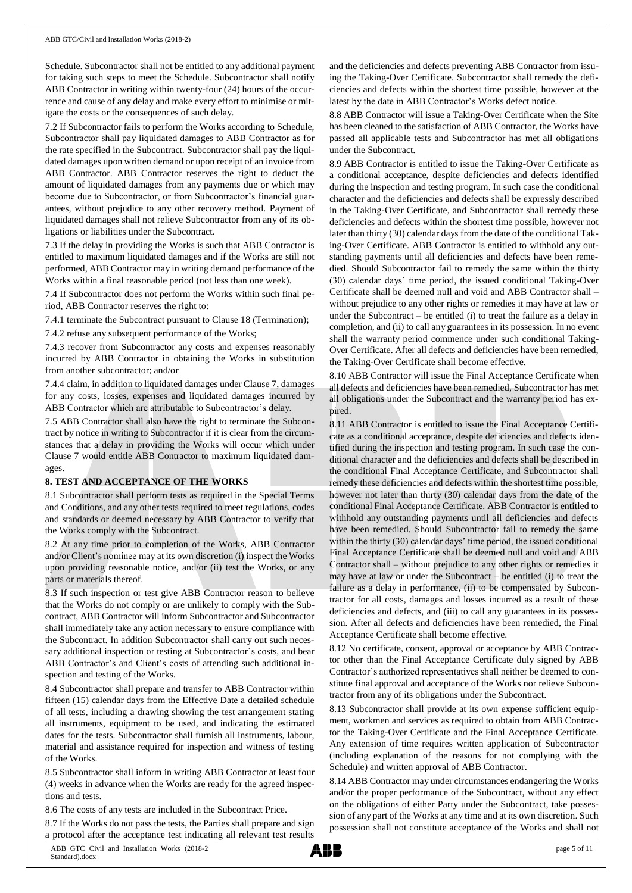Schedule. Subcontractor shall not be entitled to any additional payment for taking such steps to meet the Schedule. Subcontractor shall notify ABB Contractor in writing within twenty-four (24) hours of the occurrence and cause of any delay and make every effort to minimise or mitigate the costs or the consequences of such delay.

7.2 If Subcontractor fails to perform the Works according to Schedule, Subcontractor shall pay liquidated damages to ABB Contractor as for the rate specified in the Subcontract. Subcontractor shall pay the liquidated damages upon written demand or upon receipt of an invoice from ABB Contractor. ABB Contractor reserves the right to deduct the amount of liquidated damages from any payments due or which may become due to Subcontractor, or from Subcontractor's financial guarantees, without prejudice to any other recovery method. Payment of liquidated damages shall not relieve Subcontractor from any of its obligations or liabilities under the Subcontract.

7.3 If the delay in providing the Works is such that ABB Contractor is entitled to maximum liquidated damages and if the Works are still not performed, ABB Contractor may in writing demand performance of the Works within a final reasonable period (not less than one week).

7.4 If Subcontractor does not perform the Works within such final period, ABB Contractor reserves the right to:

7.4.1 terminate the Subcontract pursuant to Clause 18 (Termination);

7.4.2 refuse any subsequent performance of the Works;

7.4.3 recover from Subcontractor any costs and expenses reasonably incurred by ABB Contractor in obtaining the Works in substitution from another subcontractor; and/or

7.4.4 claim, in addition to liquidated damages under Clause 7, damages for any costs, losses, expenses and liquidated damages incurred by ABB Contractor which are attributable to Subcontractor's delay.

7.5 ABB Contractor shall also have the right to terminate the Subcontract by notice in writing to Subcontractor if it is clear from the circumstances that a delay in providing the Works will occur which under Clause 7 would entitle ABB Contractor to maximum liquidated damages.

## 8. TEST AND ACCEPTANCE OF THE WORKS

8.1 Subcontractor shall perform tests as required in the Special Terms and Conditions, and any other tests required to meet regulations, codes and standards or deemed necessary by ABB Contractor to verify that the Works comply with the Subcontract.

8.2 At any time prior to completion of the Works, ABB Contractor and/or Client's nominee may at its own discretion (i) inspect the Works upon providing reasonable notice, and/or (ii) test the Works, or any parts or materials thereof.

8.3 If such inspection or test give ABB Contractor reason to believe that the Works do not comply or are unlikely to comply with the Subcontract, ABB Contractor will inform Subcontractor and Subcontractor shall immediately take any action necessary to ensure compliance with the Subcontract. In addition Subcontractor shall carry out such necessary additional inspection or testing at Subcontractor's costs, and bear ABB Contractor's and Client's costs of attending such additional inspection and testing of the Works.

8.4 Subcontractor shall prepare and transfer to ABB Contractor within fifteen (15) calendar days from the Effective Date a detailed schedule of all tests, including a drawing showing the test arrangement stating all instruments, equipment to be used, and indicating the estimated dates for the tests. Subcontractor shall furnish all instruments, labour, material and assistance required for inspection and witness of testing of the Works.

8.5 Subcontractor shall inform in writing ABB Contractor at least four (4) weeks in advance when the Works are ready for the agreed inspections and tests.

8.6 The costs of any tests are included in the Subcontract Price.

8.7 If the Works do not pass the tests, the Parties shall prepare and sign a protocol after the acceptance test indicating all relevant test results and the deficiencies and defects preventing ABB Contractor from issuing the Taking-Over Certificate. Subcontractor shall remedy the deficiencies and defects within the shortest time possible, however at the latest by the date in ABB Contractor's Works defect notice.

8.8 ABB Contractor will issue a Taking-Over Certificate when the Site has been cleaned to the satisfaction of ABB Contractor, the Works have passed all applicable tests and Subcontractor has met all obligations under the Subcontract.

8.9 ABB Contractor is entitled to issue the Taking-Over Certificate as a conditional acceptance, despite deficiencies and defects identified during the inspection and testing program. In such case the conditional character and the deficiencies and defects shall be expressly described in the Taking-Over Certificate, and Subcontractor shall remedy these deficiencies and defects within the shortest time possible, however not later than thirty (30) calendar days from the date of the conditional Taking-Over Certificate. ABB Contractor is entitled to withhold any outstanding payments until all deficiencies and defects have been remedied. Should Subcontractor fail to remedy the same within the thirty (30) calendar days' time period, the issued conditional Taking-Over Certificate shall be deemed null and void and ABB Contractor shall – without prejudice to any other rights or remedies it may have at law or under the Subcontract – be entitled (i) to treat the failure as a delay in completion, and (ii) to call any guarantees in its possession. In no event shall the warranty period commence under such conditional Taking-Over Certificate. After all defects and deficiencies have been remedied, the Taking-Over Certificate shall become effective.

8.10 ABB Contractor will issue the Final Acceptance Certificate when all defects and deficiencies have been remedied, Subcontractor has met all obligations under the Subcontract and the warranty period has expired.

8.11 ABB Contractor is entitled to issue the Final Acceptance Certificate as a conditional acceptance, despite deficiencies and defects identified during the inspection and testing program. In such case the conditional character and the deficiencies and defects shall be described in the conditional Final Acceptance Certificate, and Subcontractor shall remedy these deficiencies and defects within the shortest time possible, however not later than thirty (30) calendar days from the date of the conditional Final Acceptance Certificate. ABB Contractor is entitled to withhold any outstanding payments until all deficiencies and defects have been remedied. Should Subcontractor fail to remedy the same within the thirty (30) calendar days' time period, the issued conditional Final Acceptance Certificate shall be deemed null and void and ABB Contractor shall – without prejudice to any other rights or remedies it may have at law or under the Subcontract – be entitled (i) to treat the failure as a delay in performance, (ii) to be compensated by Subcontractor for all costs, damages and losses incurred as a result of these deficiencies and defects, and (iii) to call any guarantees in its possession. After all defects and deficiencies have been remedied, the Final Acceptance Certificate shall become effective.

8.12 No certificate, consent, approval or acceptance by ABB Contractor other than the Final Acceptance Certificate duly signed by ABB Contractor's authorized representatives shall neither be deemed to constitute final approval and acceptance of the Works nor relieve Subcontractor from any of its obligations under the Subcontract.

8.13 Subcontractor shall provide at its own expense sufficient equipment, workmen and services as required to obtain from ABB Contractor the Taking-Over Certificate and the Final Acceptance Certificate. Any extension of time requires written application of Subcontractor (including explanation of the reasons for not complying with the Schedule) and written approval of ABB Contractor.

8.14 ABB Contractor may under circumstances endangering the Works and/or the proper performance of the Subcontract, without any effect on the obligations of either Party under the Subcontract, take possession of any part of the Works at any time and at its own discretion. Such possession shall not constitute acceptance of the Works and shall not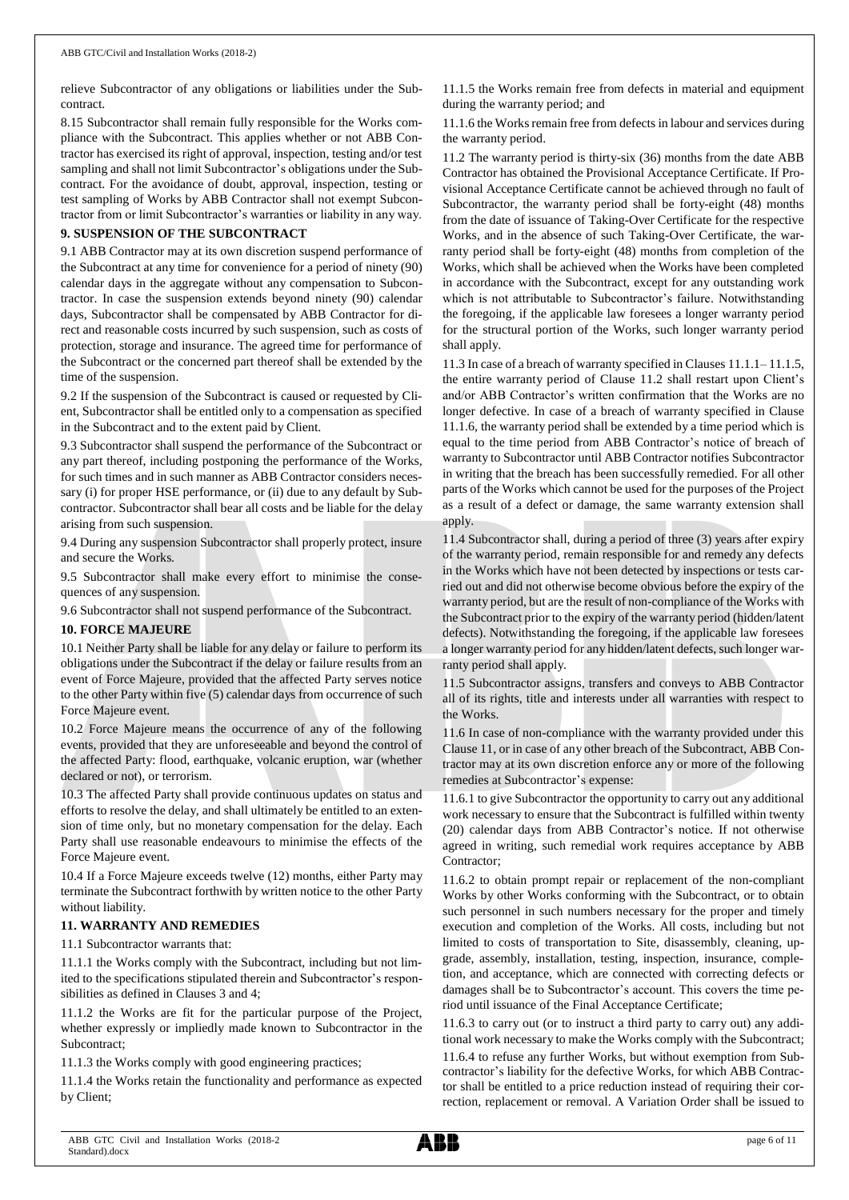relieve Subcontractor of any obligations or liabilities under the Subcontract.

8.15 Subcontractor shall remain fully responsible for the Works compliance with the Subcontract. This applies whether or not ABB Contractor has exercised its right of approval, inspection, testing and/or test sampling and shall not limit Subcontractor's obligations under the Subcontract. For the avoidance of doubt, approval, inspection, testing or test sampling of Works by ABB Contractor shall not exempt Subcontractor from or limit Subcontractor's warranties or liability in any way.

**9. SUSPENSION OF THE SUBCONTRACT**

9.1 ABB Contractor may at its own discretion suspend performance of the Subcontract at any time for convenience for a period of ninety (90) calendar days in the aggregate without any compensation to Subcontractor. In case the suspension extends beyond ninety (90) calendar days, Subcontractor shall be compensated by ABB Contractor for direct and reasonable costs incurred by such suspension, such as costs of protection, storage and insurance. The agreed time for performance of the Subcontract or the concerned part thereof shall be extended by the time of the suspension.

9.2 If the suspension of the Subcontract is caused or requested by Client, Subcontractor shall be entitled only to a compensation as specified in the Subcontract and to the extent paid by Client.

9.3 Subcontractor shall suspend the performance of the Subcontract or any part thereof, including postponing the performance of the Works, for such times and in such manner as ABB Contractor considers necessary (i) for proper HSE performance, or (ii) due to any default by Subcontractor. Subcontractor shall bear all costs and be liable for the delay arising from such suspension.

9.4 During any suspension Subcontractor shall properly protect, insure and secure the Works.

9.5 Subcontractor shall make every effort to minimise the consequences of any suspension.

9.6 Subcontractor shall not suspend performance of the Subcontract.

**10. FORCE MAJEURE**

10.1 Neither Party shall be liable for any delay or failure to perform its obligations under the Subcontract if the delay or failure results from an event of Force Majeure, provided that the affected Party serves notice to the other Party within five (5) calendar days from occurrence of such Force Majeure event.

10.2 Force Majeure means the occurrence of any of the following events, provided that they are unforeseeable and beyond the control of the affected Party: flood, earthquake, volcanic eruption, war (whether declared or not), or terrorism.

10.3 The affected Party shall provide continuous updates on status and efforts to resolve the delay, and shall ultimately be entitled to an extension of time only, but no monetary compensation for the delay. Each Party shall use reasonable endeavours to minimise the effects of the Force Majeure event.

10.4 If a Force Majeure exceeds twelve (12) months, either Party may terminate the Subcontract forthwith by written notice to the other Party without liability.

**11. WARRANTY AND REMEDIES**

11.1 Subcontractor warrants that:

11.1.1 the Works comply with the Subcontract, including but not limited to the specifications stipulated therein and Subcontractor's responsibilities as defined in Clauses 3 and 4;

11.1.2 the Works are fit for the particular purpose of the Project, whether expressly or impliedly made known to Subcontractor in the Subcontract;

11.1.3 the Works comply with good engineering practices;

11.1.4 the Works retain the functionality and performance as expected by Client;

11.1.5 the Works remain free from defects in material and equipment during the warranty period; and

11.1.6 the Works remain free from defects in labour and services during the warranty period.

11.2 The warranty period is thirty-six (36) months from the date ABB Contractor has obtained the Provisional Acceptance Certificate. If Provisional Acceptance Certificate cannot be achieved through no fault of Subcontractor, the warranty period shall be forty-eight (48) months from the date of issuance of Taking-Over Certificate for the respective Works, and in the absence of such Taking-Over Certificate, the warranty period shall be forty-eight (48) months from completion of the Works, which shall be achieved when the Works have been completed in accordance with the Subcontract, except for any outstanding work which is not attributable to Subcontractor's failure. Notwithstanding the foregoing, if the applicable law foresees a longer warranty period for the structural portion of the Works, such longer warranty period shall apply.

11.3 In case of a breach of warranty specified in Clauses 11.1.1– 11.1.5, the entire warranty period of Clause 11.2 shall restart upon Client's and/or ABB Contractor's written confirmation that the Works are no longer defective. In case of a breach of warranty specified in Clause 11.1.6, the warranty period shall be extended by a time period which is equal to the time period from ABB Contractor's notice of breach of warranty to Subcontractor until ABB Contractor notifies Subcontractor in writing that the breach has been successfully remedied. For all other parts of the Works which cannot be used for the purposes of the Project as a result of a defect or damage, the same warranty extension shall apply.

11.4 Subcontractor shall, during a period of three (3) years after expiry of the warranty period, remain responsible for and remedy any defects in the Works which have not been detected by inspections or tests carried out and did not otherwise become obvious before the expiry of the warranty period, but are the result of non-compliance of the Works with the Subcontract prior to the expiry of the warranty period (hidden/latent defects). Notwithstanding the foregoing, if the applicable law foresees a longer warranty period for any hidden/latent defects, such longer warranty period shall apply.

11.5 Subcontractor assigns, transfers and conveys to ABB Contractor all of its rights, title and interests under all warranties with respect to the Works.

11.6 In case of non-compliance with the warranty provided under this Clause 11, or in case of any other breach of the Subcontract, ABB Contractor may at its own discretion enforce any or more of the following remedies at Subcontractor's expense:

11.6.1 to give Subcontractor the opportunity to carry out any additional work necessary to ensure that the Subcontract is fulfilled within twenty (20) calendar days from ABB Contractor's notice. If not otherwise agreed in writing, such remedial work requires acceptance by ABB Contractor;

11.6.2 to obtain prompt repair or replacement of the non-compliant Works by other Works conforming with the Subcontract, or to obtain such personnel in such numbers necessary for the proper and timely execution and completion of the Works. All costs, including but not limited to costs of transportation to Site, disassembly, cleaning, upgrade, assembly, installation, testing, inspection, insurance, completion, and acceptance, which are connected with correcting defects or damages shall be to Subcontractor's account. This covers the time period until issuance of the Final Acceptance Certificate;

11.6.3 to carry out (or to instruct a third party to carry out) any additional work necessary to make the Works comply with the Subcontract;

11.6.4 to refuse any further Works, but without exemption from Subcontractor's liability for the defective Works, for which ABB Contractor shall be entitled to a price reduction instead of requiring their correction, replacement or removal. A Variation Order shall be issued to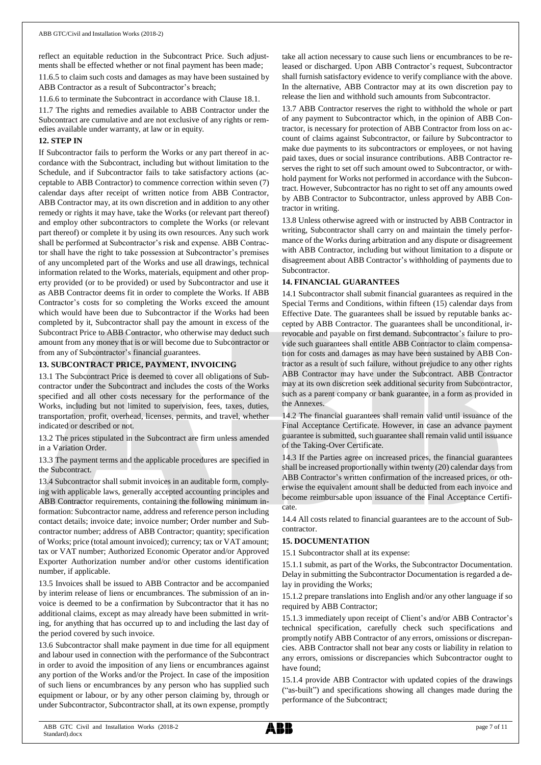reflect an equitable reduction in the Subcontract Price. Such adjustments shall be effected whether or not final payment has been made;

11.6.5 to claim such costs and damages as may have been sustained by ABB Contractor as a result of Subcontractor's breach;

11.6.6 to terminate the Subcontract in accordance with Clause 18.1.

11.7 The rights and remedies available to ABB Contractor under the Subcontract are cumulative and are not exclusive of any rights or remedies available under warranty, at law or in equity.

**12. STEP IN**

If Subcontractor fails to perform the Works or any part thereof in accordance with the Subcontract, including but without limitation to the Schedule, and if Subcontractor fails to take satisfactory actions (acceptable to ABB Contractor) to commence correction within seven (7) calendar days after receipt of written notice from ABB Contractor, ABB Contractor may, at its own discretion and in addition to any other remedy or rights it may have, take the Works (or relevant part thereof) and employ other subcontractors to complete the Works (or relevant part thereof) or complete it by using its own resources. Any such work shall be performed at Subcontractor's risk and expense. ABB Contractor shall have the right to take possession at Subcontractor's premises of any uncompleted part of the Works and use all drawings, technical information related to the Works, materials, equipment and other property provided (or to be provided) or used by Subcontractor and use it as ABB Contractor deems fit in order to complete the Works. If ABB Contractor's costs for so completing the Works exceed the amount which would have been due to Subcontractor if the Works had been completed by it, Subcontractor shall pay the amount in excess of the Subcontract Price to ABB Contractor, who otherwise may deduct such amount from any money that is or will become due to Subcontractor or from any of Subcontractor's financial guarantees.

**13. SUBCONTRACT PRICE, PAYMENT, INVOICING**

13.1 The Subcontract Price is deemed to cover all obligations of Subcontractor under the Subcontract and includes the costs of the Works specified and all other costs necessary for the performance of the Works, including but not limited to supervision, fees, taxes, duties, transportation, profit, overhead, licenses, permits, and travel, whether indicated or described or not.

13.2 The prices stipulated in the Subcontract are firm unless amended in a Variation Order.

13.3 The payment terms and the applicable procedures are specified in the Subcontract.

13.4 Subcontractor shall submit invoices in an auditable form, complying with applicable laws, generally accepted accounting principles and ABB Contractor requirements, containing the following minimum information: Subcontractor name, address and reference person including contact details; invoice date; invoice number; Order number and Subcontractor number; address of ABB Contractor; quantity; specification of Works; price (total amount invoiced); currency; tax or VAT amount; tax or VAT number; Authorized Economic Operator and/or Approved Exporter Authorization number and/or other customs identification number, if applicable.

13.5 Invoices shall be issued to ABB Contractor and be accompanied by interim release of liens or encumbrances. The submission of an invoice is deemed to be a confirmation by Subcontractor that it has no additional claims, except as may already have been submitted in writing, for anything that has occurred up to and including the last day of the period covered by such invoice.

13.6 Subcontractor shall make payment in due time for all equipment and labour used in connection with the performance of the Subcontract in order to avoid the imposition of any liens or encumbrances against any portion of the Works and/or the Project. In case of the imposition of such liens or encumbrances by any person who has supplied such equipment or labour, or by any other person claiming by, through or under Subcontractor, Subcontractor shall, at its own expense, promptly take all action necessary to cause such liens or encumbrances to be released or discharged. Upon ABB Contractor's request, Subcontractor shall furnish satisfactory evidence to verify compliance with the above. In the alternative, ABB Contractor may at its own discretion pay to release the lien and withhold such amounts from Subcontractor.

13.7 ABB Contractor reserves the right to withhold the whole or part of any payment to Subcontractor which, in the opinion of ABB Contractor, is necessary for protection of ABB Contractor from loss on account of claims against Subcontractor, or failure by Subcontractor to make due payments to its subcontractors or employees, or not having paid taxes, dues or social insurance contributions. ABB Contractor reserves the right to set off such amount owed to Subcontractor, or withhold payment for Works not performed in accordance with the Subcontract. However, Subcontractor has no right to set off any amounts owed by ABB Contractor to Subcontractor, unless approved by ABB Contractor in writing.

13.8 Unless otherwise agreed with or instructed by ABB Contractor in writing, Subcontractor shall carry on and maintain the timely performance of the Works during arbitration and any dispute or disagreement with ABB Contractor, including but without limitation to a dispute or disagreement about ABB Contractor's withholding of payments due to Subcontractor.

**14. FINANCIAL GUARANTEES**

14.1 Subcontractor shall submit financial guarantees as required in the Special Terms and Conditions, within fifteen (15) calendar days from Effective Date. The guarantees shall be issued by reputable banks accepted by ABB Contractor. The guarantees shall be unconditional, irrevocable and payable on first demand. Subcontractor's failure to provide such guarantees shall entitle ABB Contractor to claim compensation for costs and damages as may have been sustained by ABB Contractor as a result of such failure, without prejudice to any other rights ABB Contractor may have under the Subcontract. ABB Contractor may at its own discretion seek additional security from Subcontractor, such as a parent company or bank guarantee, in a form as provided in the Annexes.

14.2 The financial guarantees shall remain valid until issuance of the Final Acceptance Certificate. However, in case an advance payment guarantee is submitted, such guarantee shall remain valid until issuance of the Taking-Over Certificate.

14.3 If the Parties agree on increased prices, the financial guarantees shall be increased proportionally within twenty (20) calendar days from ABB Contractor's written confirmation of the increased prices, or otherwise the equivalent amount shall be deducted from each invoice and become reimbursable upon issuance of the Final Acceptance Certificate.

14.4 All costs related to financial guarantees are to the account of Subcontractor.

**15. DOCUMENTATION**

15.1 Subcontractor shall at its expense:

15.1.1 submit, as part of the Works, the Subcontractor Documentation. Delay in submitting the Subcontractor Documentation is regarded a delay in providing the Works;

15.1.2 prepare translations into English and/or any other language if so required by ABB Contractor;

15.1.3 immediately upon receipt of Client's and/or ABB Contractor's technical specification, carefully check such specifications and promptly notify ABB Contractor of any errors, omissions or discrepancies. ABB Contractor shall not bear any costs or liability in relation to any errors, omissions or discrepancies which Subcontractor ought to have found;

15.1.4 provide ABB Contractor with updated copies of the drawings ("as-built") and specifications showing all changes made during the performance of the Subcontract;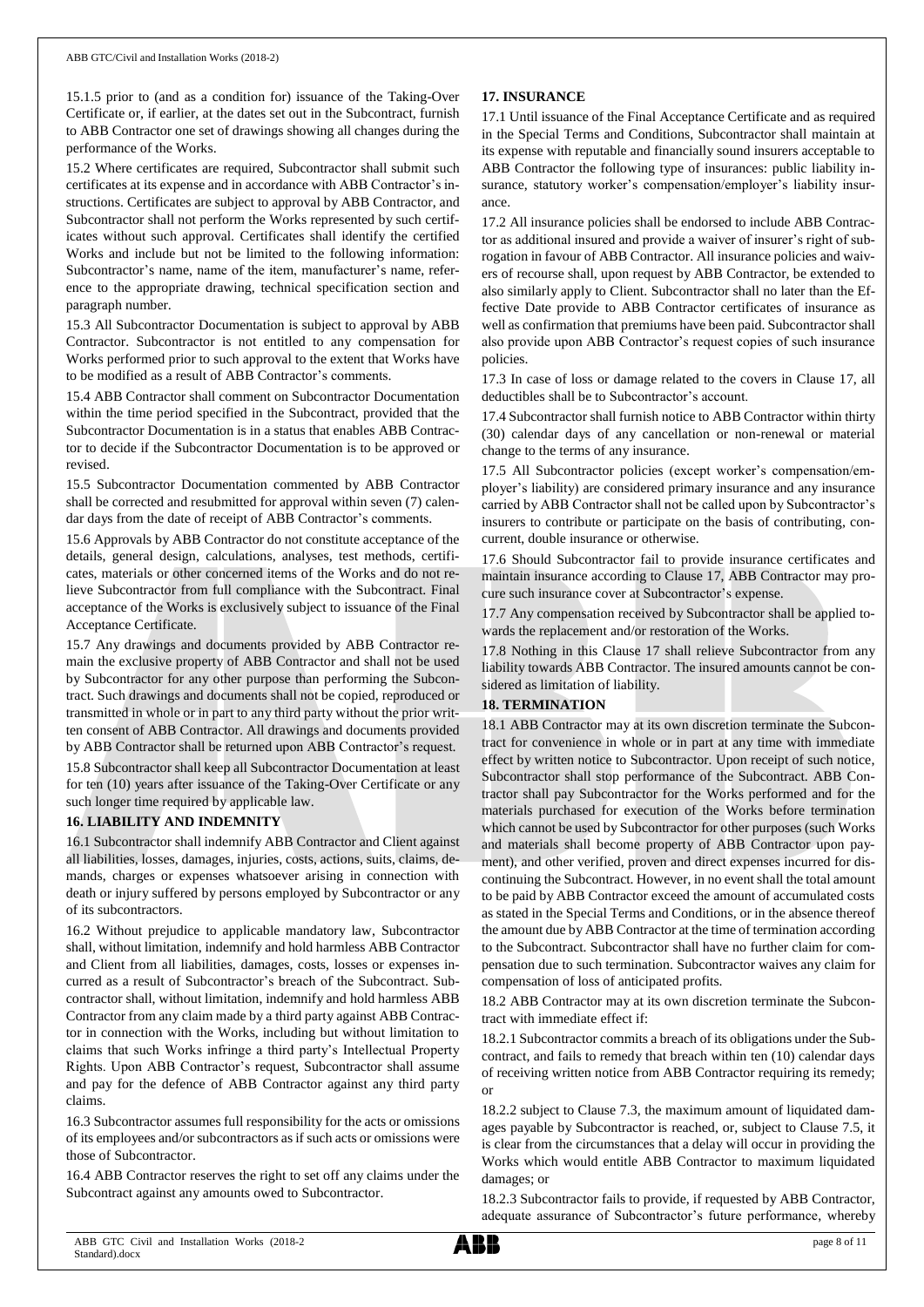15.1.5 prior to (and as a condition for) issuance of the Taking-Over Certificate or, if earlier, at the dates set out in the Subcontract, furnish to ABB Contractor one set of drawings showing all changes during the performance of the Works.

15.2 Where certificates are required, Subcontractor shall submit such certificates at its expense and in accordance with ABB Contractor's instructions. Certificates are subject to approval by ABB Contractor, and Subcontractor shall not perform the Works represented by such certificates without such approval. Certificates shall identify the certified Works and include but not be limited to the following information: Subcontractor's name, name of the item, manufacturer's name, reference to the appropriate drawing, technical specification section and paragraph number.

15.3 All Subcontractor Documentation is subject to approval by ABB Contractor. Subcontractor is not entitled to any compensation for Works performed prior to such approval to the extent that Works have to be modified as a result of ABB Contractor's comments.

15.4 ABB Contractor shall comment on Subcontractor Documentation within the time period specified in the Subcontract, provided that the Subcontractor Documentation is in a status that enables ABB Contractor to decide if the Subcontractor Documentation is to be approved or revised.

15.5 Subcontractor Documentation commented by ABB Contractor shall be corrected and resubmitted for approval within seven (7) calendar days from the date of receipt of ABB Contractor's comments.

15.6 Approvals by ABB Contractor do not constitute acceptance of the details, general design, calculations, analyses, test methods, certificates, materials or other concerned items of the Works and do not relieve Subcontractor from full compliance with the Subcontract. Final acceptance of the Works is exclusively subject to issuance of the Final Acceptance Certificate.

15.7 Any drawings and documents provided by ABB Contractor remain the exclusive property of ABB Contractor and shall not be used by Subcontractor for any other purpose than performing the Subcontract. Such drawings and documents shall not be copied, reproduced or transmitted in whole or in part to any third party without the prior written consent of ABB Contractor. All drawings and documents provided by ABB Contractor shall be returned upon ABB Contractor's request.

15.8 Subcontractor shall keep all Subcontractor Documentation at least for ten (10) years after issuance of the Taking-Over Certificate or any such longer time required by applicable law.

## 16. LIABILITY AND INDEMNITY

16.1 Subcontractor shall indemnify ABB Contractor and Client against all liabilities, losses, damages, injuries, costs, actions, suits, claims, demands, charges or expenses whatsoever arising in connection with death or injury suffered by persons employed by Subcontractor or any of its subcontractors.

16.2 Without prejudice to applicable mandatory law, Subcontractor shall, without limitation, indemnify and hold harmless ABB Contractor and Client from all liabilities, damages, costs, losses or expenses incurred as a result of Subcontractor's breach of the Subcontract. Subcontractor shall, without limitation, indemnify and hold harmless ABB Contractor from any claim made by a third party against ABB Contractor in connection with the Works, including but without limitation to claims that such Works infringe a third party's Intellectual Property Rights. Upon ABB Contractor's request, Subcontractor shall assume and pay for the defence of ABB Contractor against any third party claims.

16.3 Subcontractor assumes full responsibility for the acts or omissions of its employees and/or subcontractors as if such acts or omissions were those of Subcontractor.

16.4 ABB Contractor reserves the right to set off any claims under the Subcontract against any amounts owed to Subcontractor.

## 17. INSURANCE

17.1 Until issuance of the Final Acceptance Certificate and as required in the Special Terms and Conditions, Subcontractor shall maintain at its expense with reputable and financially sound insurers acceptable to ABB Contractor the following type of insurances: public liability insurance, statutory worker's compensation/employer's liability insurance.

17.2 All insurance policies shall be endorsed to include ABB Contractor as additional insured and provide a waiver of insurer's right of subrogation in favour of ABB Contractor. All insurance policies and waivers of recourse shall, upon request by ABB Contractor, be extended to also similarly apply to Client. Subcontractor shall no later than the Effective Date provide to ABB Contractor certificates of insurance as well as confirmation that premiums have been paid. Subcontractor shall also provide upon ABB Contractor's request copies of such insurance policies.

17.3 In case of loss or damage related to the covers in Clause 17, all deductibles shall be to Subcontractor's account.

17.4 Subcontractor shall furnish notice to ABB Contractor within thirty (30) calendar days of any cancellation or non-renewal or material change to the terms of any insurance.

17.5 All Subcontractor policies (except worker's compensation/employer's liability) are considered primary insurance and any insurance carried by ABB Contractor shall not be called upon by Subcontractor's insurers to contribute or participate on the basis of contributing, concurrent, double insurance or otherwise.

17.6 Should Subcontractor fail to provide insurance certificates and maintain insurance according to Clause 17, ABB Contractor may procure such insurance cover at Subcontractor's expense.

17.7 Any compensation received by Subcontractor shall be applied towards the replacement and/or restoration of the Works.

17.8 Nothing in this Clause 17 shall relieve Subcontractor from any liability towards ABB Contractor. The insured amounts cannot be considered as limitation of liability.

## 18. TERMINATION

18.1 ABB Contractor may at its own discretion terminate the Subcontract for convenience in whole or in part at any time with immediate effect by written notice to Subcontractor. Upon receipt of such notice, Subcontractor shall stop performance of the Subcontract. ABB Contractor shall pay Subcontractor for the Works performed and for the materials purchased for execution of the Works before termination which cannot be used by Subcontractor for other purposes (such Works and materials shall become property of ABB Contractor upon payment), and other verified, proven and direct expenses incurred for discontinuing the Subcontract. However, in no event shall the total amount to be paid by ABB Contractor exceed the amount of accumulated costs as stated in the Special Terms and Conditions, or in the absence thereof the amount due by ABB Contractor at the time of termination according to the Subcontract. Subcontractor shall have no further claim for compensation due to such termination. Subcontractor waives any claim for compensation of loss of anticipated profits.

18.2 ABB Contractor may at its own discretion terminate the Subcontract with immediate effect if:

18.2.1 Subcontractor commits a breach of its obligations under the Subcontract, and fails to remedy that breach within ten (10) calendar days of receiving written notice from ABB Contractor requiring its remedy; or

18.2.2 subject to Clause 7.3, the maximum amount of liquidated damages payable by Subcontractor is reached, or, subject to Clause 7.5, it is clear from the circumstances that a delay will occur in providing the Works which would entitle ABB Contractor to maximum liquidated damages; or

18.2.3 Subcontractor fails to provide, if requested by ABB Contractor, adequate assurance of Subcontractor's future performance, whereby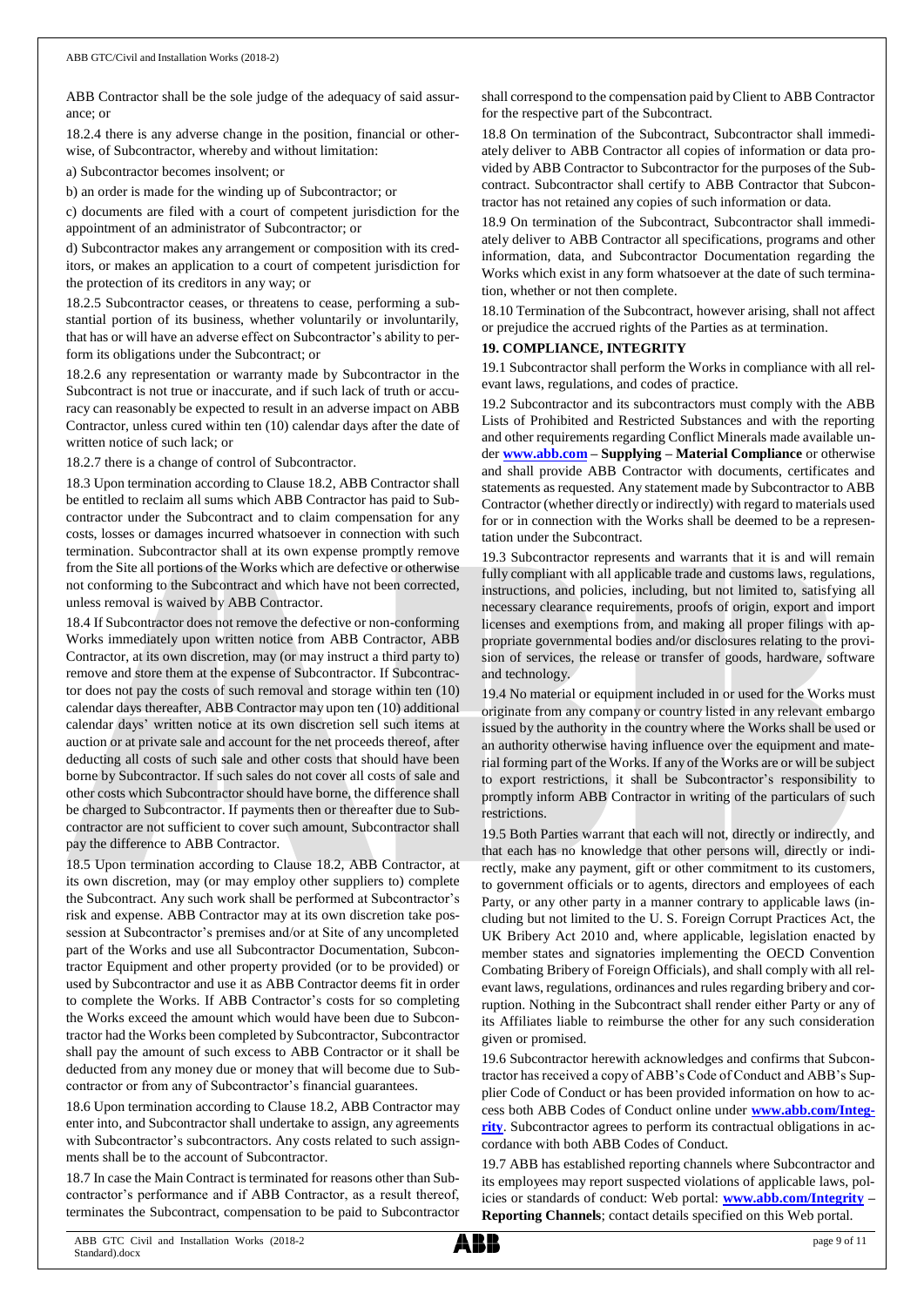ABB Contractor shall be the sole judge of the adequacy of said assurance; or

18.2.4 there is any adverse change in the position, financial or otherwise, of Subcontractor, whereby and without limitation:

a) Subcontractor becomes insolvent; or

b) an order is made for the winding up of Subcontractor; or

c) documents are filed with a court of competent jurisdiction for the appointment of an administrator of Subcontractor; or

d) Subcontractor makes any arrangement or composition with its creditors, or makes an application to a court of competent jurisdiction for the protection of its creditors in any way; or

18.2.5 Subcontractor ceases, or threatens to cease, performing a substantial portion of its business, whether voluntarily or involuntarily, that has or will have an adverse effect on Subcontractor's ability to perform its obligations under the Subcontract; or

18.2.6 any representation or warranty made by Subcontractor in the Subcontract is not true or inaccurate, and if such lack of truth or accuracy can reasonably be expected to result in an adverse impact on ABB Contractor, unless cured within ten (10) calendar days after the date of written notice of such lack; or

18.2.7 there is a change of control of Subcontractor.

18.3 Upon termination according to Clause 18.2, ABB Contractor shall be entitled to reclaim all sums which ABB Contractor has paid to Subcontractor under the Subcontract and to claim compensation for any costs, losses or damages incurred whatsoever in connection with such termination. Subcontractor shall at its own expense promptly remove from the Site all portions of the Works which are defective or otherwise not conforming to the Subcontract and which have not been corrected, unless removal is waived by ABB Contractor.

18.4 If Subcontractor does not remove the defective or non-conforming Works immediately upon written notice from ABB Contractor, ABB Contractor, at its own discretion, may (or may instruct a third party to) remove and store them at the expense of Subcontractor. If Subcontractor does not pay the costs of such removal and storage within ten (10) calendar days thereafter, ABB Contractor may upon ten (10) additional calendar days' written notice at its own discretion sell such items at auction or at private sale and account for the net proceeds thereof, after deducting all costs of such sale and other costs that should have been borne by Subcontractor. If such sales do not cover all costs of sale and other costs which Subcontractor should have borne, the difference shall be charged to Subcontractor. If payments then or thereafter due to Subcontractor are not sufficient to cover such amount, Subcontractor shall pay the difference to ABB Contractor.

18.5 Upon termination according to Clause 18.2, ABB Contractor, at its own discretion, may (or may employ other suppliers to) complete the Subcontract. Any such work shall be performed at Subcontractor's risk and expense. ABB Contractor may at its own discretion take possession at Subcontractor's premises and/or at Site of any uncompleted part of the Works and use all Subcontractor Documentation, Subcontractor Equipment and other property provided (or to be provided) or used by Subcontractor and use it as ABB Contractor deems fit in order to complete the Works. If ABB Contractor's costs for so completing the Works exceed the amount which would have been due to Subcontractor had the Works been completed by Subcontractor, Subcontractor shall pay the amount of such excess to ABB Contractor or it shall be deducted from any money due or money that will become due to Subcontractor or from any of Subcontractor's financial guarantees.

18.6 Upon termination according to Clause 18.2, ABB Contractor may enter into, and Subcontractor shall undertake to assign, any agreements with Subcontractor's subcontractors. Any costs related to such assignments shall be to the account of Subcontractor.

18.7 In case the Main Contract is terminated for reasons other than Subcontractor's performance and if ABB Contractor, as a result thereof, terminates the Subcontract, compensation to be paid to Subcontractor shall correspond to the compensation paid by Client to ABB Contractor for the respective part of the Subcontract.

18.8 On termination of the Subcontract, Subcontractor shall immediately deliver to ABB Contractor all copies of information or data provided by ABB Contractor to Subcontractor for the purposes of the Subcontract. Subcontractor shall certify to ABB Contractor that Subcontractor has not retained any copies of such information or data.

18.9 On termination of the Subcontract, Subcontractor shall immediately deliver to ABB Contractor all specifications, programs and other information, data, and Subcontractor Documentation regarding the Works which exist in any form whatsoever at the date of such termination, whether or not then complete.

18.10 Termination of the Subcontract, however arising, shall not affect or prejudice the accrued rights of the Parties as at termination.

## 19. COMPLIANCE, INTEGRITY

19.1 Subcontractor shall perform the Works in compliance with all relevant laws, regulations, and codes of practice.

19.2 Subcontractor and its subcontractors must comply with the ABB Lists of Prohibited and Restricted Substances and with the reporting and other requirements regarding Conflict Minerals made available under **www.abb.com – Supplying – Material Compliance** or otherwise and shall provide ABB Contractor with documents, certificates and statements as requested. Any statement made by Subcontractor to ABB Contractor (whether directly or indirectly) with regard to materials used for or in connection with the Works shall be deemed to be a representation under the Subcontract.

19.3 Subcontractor represents and warrants that it is and will remain fully compliant with all applicable trade and customs laws, regulations, instructions, and policies, including, but not limited to, satisfying all necessary clearance requirements, proofs of origin, export and import licenses and exemptions from, and making all proper filings with appropriate governmental bodies and/or disclosures relating to the provision of services, the release or transfer of goods, hardware, software and technology.

19.4 No material or equipment included in or used for the Works must originate from any company or country listed in any relevant embargo issued by the authority in the country where the Works shall be used or an authority otherwise having influence over the equipment and material forming part of the Works. If any of the Works are or will be subject to export restrictions, it shall be Subcontractor's responsibility to promptly inform ABB Contractor in writing of the particulars of such restrictions.

19.5 Both Parties warrant that each will not, directly or indirectly, and that each has no knowledge that other persons will, directly or indirectly, make any payment, gift or other commitment to its customers, to government officials or to agents, directors and employees of each Party, or any other party in a manner contrary to applicable laws (including but not limited to the U. S. Foreign Corrupt Practices Act, the UK Bribery Act 2010 and, where applicable, legislation enacted by member states and signatories implementing the OECD Convention Combating Bribery of Foreign Officials), and shall comply with all relevant laws, regulations, ordinances and rules regarding bribery and corruption. Nothing in the Subcontract shall render either Party or any of its Affiliates liable to reimburse the other for any such consideration given or promised.

19.6 Subcontractor herewith acknowledges and confirms that Subcontractor has received a copy of ABB's Code of Conduct and ABB's Supplier Code of Conduct or has been provided information on how to access both ABB Codes of Conduct online under **www.abb.com/Integrity**. Subcontractor agrees to perform its contractual obligations in accordance with both ABB Codes of Conduct.

19.7 ABB has established reporting channels where Subcontractor and its employees may report suspected violations of applicable laws, policies or standards of conduct: Web portal: **www.abb.com/Integrity – Reporting Channels**; contact details specified on this Web portal.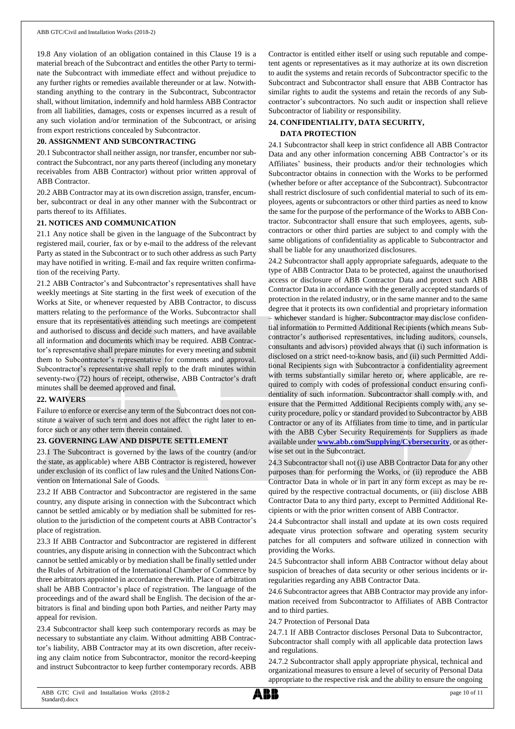19.8 Any violation of an obligation contained in this Clause 19 is a material breach of the Subcontract and entitles the other Party to terminate the Subcontract with immediate effect and without prejudice to any further rights or remedies available thereunder or at law. Notwithstanding anything to the contrary in the Subcontract, Subcontractor shall, without limitation, indemnify and hold harmless ABB Contractor from all liabilities, damages, costs or expenses incurred as a result of any such violation and/or termination of the Subcontract, or arising from export restrictions concealed by Subcontractor.

## 20. ASSIGNMENT AND SUBCONTRACTING

20.1 Subcontractor shall neither assign, nor transfer, encumber nor subcontract the Subcontract, nor any parts thereof (including any monetary receivables from ABB Contractor) without prior written approval of ABB Contractor.

20.2 ABB Contractor may at its own discretion assign, transfer, encumber, subcontract or deal in any other manner with the Subcontract or parts thereof to its Affiliates.

## 21. NOTICES AND COMMUNICATION

21.1 Any notice shall be given in the language of the Subcontract by registered mail, courier, fax or by e-mail to the address of the relevant Party as stated in the Subcontract or to such other address as such Party may have notified in writing. E-mail and fax require written confirmation of the receiving Party.

21.2 ABB Contractor's and Subcontractor's representatives shall have weekly meetings at Site starting in the first week of execution of the Works at Site, or whenever requested by ABB Contractor, to discuss matters relating to the performance of the Works. Subcontractor shall ensure that its representatives attending such meetings are competent and authorised to discuss and decide such matters, and have available all information and documents which may be required. ABB Contractor's representative shall prepare minutes for every meeting and submit them to Subcontractor's representative for comments and approval. Subcontractor's representative shall reply to the draft minutes within seventy-two (72) hours of receipt, otherwise, ABB Contractor's draft minutes shall be deemed approved and final.

## 22. WAIVERS

Failure to enforce or exercise any term of the Subcontract does not constitute a waiver of such term and does not affect the right later to enforce such or any other term therein contained.

## 23. GOVERNING LAW AND DISPUTE SETTLEMENT

23.1 The Subcontract is governed by the laws of the country (and/or the state, as applicable) where ABB Contractor is registered, however under exclusion of its conflict of law rules and the United Nations Convention on International Sale of Goods.

23.2 If ABB Contractor and Subcontractor are registered in the same country, any dispute arising in connection with the Subcontract which cannot be settled amicably or by mediation shall be submitted for resolution to the jurisdiction of the competent courts at ABB Contractor's place of registration.

23.3 If ABB Contractor and Subcontractor are registered in different countries, any dispute arising in connection with the Subcontract which cannot be settled amicably or by mediation shall be finally settled under the Rules of Arbitration of the International Chamber of Commerce by three arbitrators appointed in accordance therewith. Place of arbitration shall be ABB Contractor's place of registration. The language of the proceedings and of the award shall be English. The decision of the arbitrators is final and binding upon both Parties, and neither Party may appeal for revision.

23.4 Subcontractor shall keep such contemporary records as may be necessary to substantiate any claim. Without admitting ABB Contractor's liability, ABB Contractor may at its own discretion, after receiving any claim notice from Subcontractor, monitor the record-keeping and instruct Subcontractor to keep further contemporary records. ABB Contractor is entitled either itself or using such reputable and competent agents or representatives as it may authorize at its own discretion to audit the systems and retain records of Subcontractor specific to the Subcontract and Subcontractor shall ensure that ABB Contractor has similar rights to audit the systems and retain the records of any Subcontractor's subcontractors. No such audit or inspection shall relieve Subcontractor of liability or responsibility.

## 24. CONFIDENTIALITY, DATA SECURITY, DATA PROTECTION

24.1 Subcontractor shall keep in strict confidence all ABB Contractor Data and any other information concerning ABB Contractor's or its Affiliates' business, their products and/or their technologies which Subcontractor obtains in connection with the Works to be performed (whether before or after acceptance of the Subcontract). Subcontractor shall restrict disclosure of such confidential material to such of its employees, agents or subcontractors or other third parties as need to know the same for the purpose of the performance of the Works to ABB Contractor. Subcontractor shall ensure that such employees, agents, subcontractors or other third parties are subject to and comply with the same obligations of confidentiality as applicable to Subcontractor and shall be liable for any unauthorized disclosures.

24.2 Subcontractor shall apply appropriate safeguards, adequate to the type of ABB Contractor Data to be protected, against the unauthorised access or disclosure of ABB Contractor Data and protect such ABB Contractor Data in accordance with the generally accepted standards of protection in the related industry, or in the same manner and to the same degree that it protects its own confidential and proprietary information – whichever standard is higher. Subcontractor may disclose confidential information to Permitted Additional Recipients (which means Subcontractor's authorised representatives, including auditors, counsels, consultants and advisors) provided always that (i) such information is disclosed on a strict need-to-know basis, and (ii) such Permitted Additional Recipients sign with Subcontractor a confidentiality agreement with terms substantially similar hereto or, where applicable, are required to comply with codes of professional conduct ensuring confidentiality of such information. Subcontractor shall comply with, and ensure that the Permitted Additional Recipients comply with, any security procedure, policy or standard provided to Subcontractor by ABB Contractor or any of its Affiliates from time to time, and in particular with the ABB Cyber Security Requirements for Suppliers as made available under **www.abb.com/Supplying/Cybersecurity**, or as otherwise set out in the Subcontract.

24.3 Subcontractor shall not (i) use ABB Contractor Data for any other purposes than for performing the Works, or (ii) reproduce the ABB Contractor Data in whole or in part in any form except as may be required by the respective contractual documents, or (iii) disclose ABB Contractor Data to any third party, except to Permitted Additional Recipients or with the prior written consent of ABB Contractor.

24.4 Subcontractor shall install and update at its own costs required adequate virus protection software and operating system security patches for all computers and software utilized in connection with providing the Works.

24.5 Subcontractor shall inform ABB Contractor without delay about suspicion of breaches of data security or other serious incidents or irregularities regarding any ABB Contractor Data.

24.6 Subcontractor agrees that ABB Contractor may provide any information received from Subcontractor to Affiliates of ABB Contractor and to third parties.

24.7 Protection of Personal Data

24.7.1 If ABB Contractor discloses Personal Data to Subcontractor, Subcontractor shall comply with all applicable data protection laws and regulations.

24.7.2 Subcontractor shall apply appropriate physical, technical and organizational measures to ensure a level of security of Personal Data appropriate to the respective risk and the ability to ensure the ongoing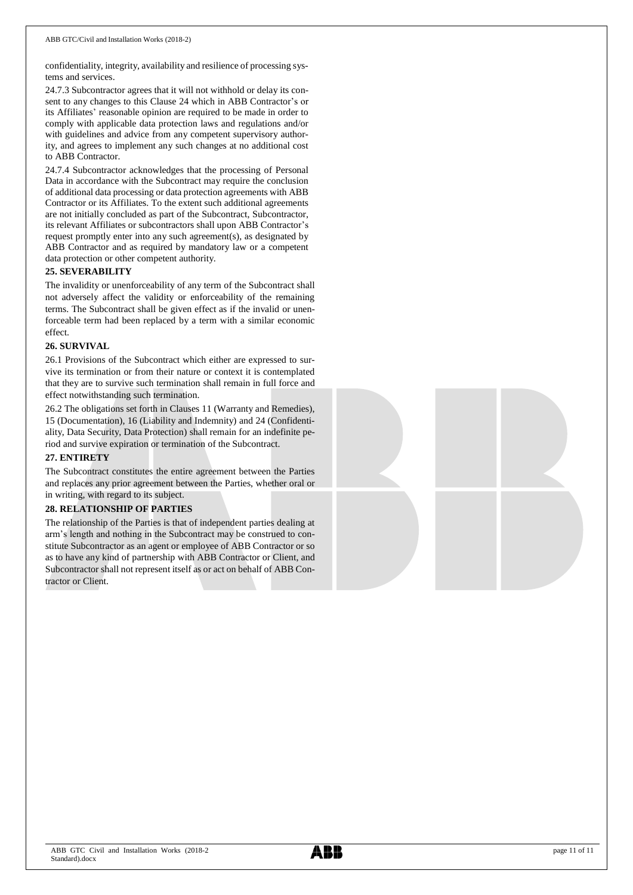confidentiality, integrity, availability and resilience of processing systems and services.

24.7.3 Subcontractor agrees that it will not withhold or delay its consent to any changes to this Clause 24 which in ABB Contractor's or its Affiliates' reasonable opinion are required to be made in order to comply with applicable data protection laws and regulations and/or with guidelines and advice from any competent supervisory authority, and agrees to implement any such changes at no additional cost to ABB Contractor.

24.7.4 Subcontractor acknowledges that the processing of Personal Data in accordance with the Subcontract may require the conclusion of additional data processing or data protection agreements with ABB Contractor or its Affiliates. To the extent such additional agreements are not initially concluded as part of the Subcontract, Subcontractor, its relevant Affiliates or subcontractors shall upon ABB Contractor's request promptly enter into any such agreement(s), as designated by ABB Contractor and as required by mandatory law or a competent data protection or other competent authority.

**25. SEVERABILITY**

The invalidity or unenforceability of any term of the Subcontract shall not adversely affect the validity or enforceability of the remaining terms. The Subcontract shall be given effect as if the invalid or unenforceable term had been replaced by a term with a similar economic effect.

**26. SURVIVAL**

26.1 Provisions of the Subcontract which either are expressed to survive its termination or from their nature or context it is contemplated that they are to survive such termination shall remain in full force and effect notwithstanding such termination.

26.2 The obligations set forth in Clauses 11 (Warranty and Remedies), 15 (Documentation), 16 (Liability and Indemnity) and 24 (Confidentiality, Data Security, Data Protection) shall remain for an indefinite period and survive expiration or termination of the Subcontract.

**27. ENTIRETY**

The Subcontract constitutes the entire agreement between the Parties and replaces any prior agreement between the Parties, whether oral or in writing, with regard to its subject.

**28. RELATIONSHIP OF PARTIES**

The relationship of the Parties is that of independent parties dealing at arm's length and nothing in the Subcontract may be construed to constitute Subcontractor as an agent or employee of ABB Contractor or so as to have any kind of partnership with ABB Contractor or Client, and Subcontractor shall not represent itself as or act on behalf of ABB Contractor or Client.